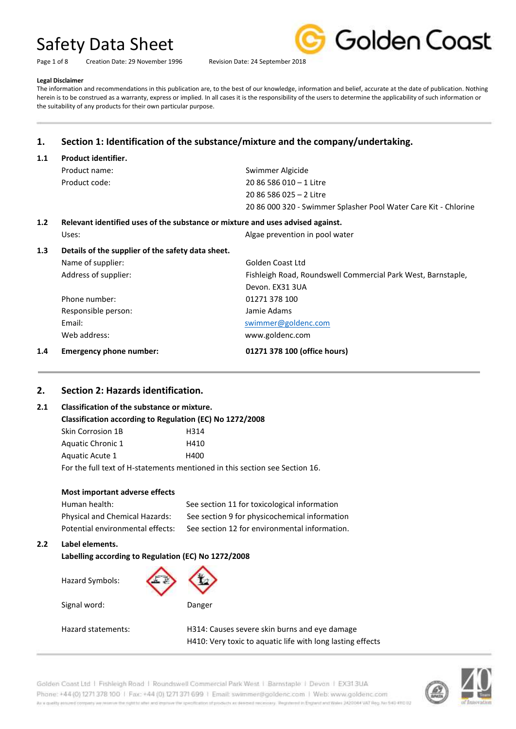# Safety Data Sheet

Creation Date: 29 November 1996 Revision Date: 24 September 2018

**Legal Disclaimer**

The information and recommendations in this publication are, to the best of our knowledge, information and belief, accurate at the date of publication. Nothing herein is to be construed as a warranty, express or implied. In all cases it is the responsibility of the users to determine the applicability of such information or the suitability of any products for their own particular purpose.

## 1. Section 1: Identification of the substance/mixture and the company/undertaking.

### 1.1 Product identifier.

| | |
|---|---|
| Product name: | Swimmer Algicide |
| Product code: | 20 86 586 010 – 1 Litre |
| | 20 86 586 025 – 2 Litre |
| | 20 86 000 320 - Swimmer Splasher Pool Water Care Kit - Chlorine |

### 1.2 Relevant identified uses of the substance or mixture and uses advised against.

| | |
|---|---|
| Uses: | Algae prevention in pool water |

### 1.3 Details of the supplier of the safety data sheet.

| | |
|---|---|
| Name of supplier: | Golden Coast Ltd |
| Address of supplier: | Fishleigh Road, Roundswell Commercial Park West, Barnstaple, Devon. EX31 3UA |
| Phone number: | 01271 378 100 |
| Responsible person: | Jamie Adams |
| Email: | swimmer@goldenc.com |
| Web address: | www.goldenc.com |

### 1.4 Emergency phone number: **01271 378 100 (office hours)**

## 2. Section 2: Hazards identification.

### 2.1 Classification of the substance or mixture.

**Classification according to Regulation (EC) No 1272/2008**

| | |
|---|---|
| Skin Corrosion 1B | H314 |
| Aquatic Chronic 1 | H410 |
| Aquatic Acute 1 | H400 |

For the full text of H-statements mentioned in this section see Section 16.

**Most important adverse effects**

| | |
|---|---|
| Human health: | See section 11 for toxicological information |
| Physical and Chemical Hazards: | See section 9 for physicochemical information |
| Potential environmental effects: | See section 12 for environmental information. |

### 2.2 Label elements.

**Labelling according to Regulation (EC) No 1272/2008**

Hazard Symbols:

Signal word: Danger

Hazard statements:

H314: Causes severe skin burns and eye damage

H410: Very toxic to aquatic life with long lasting effects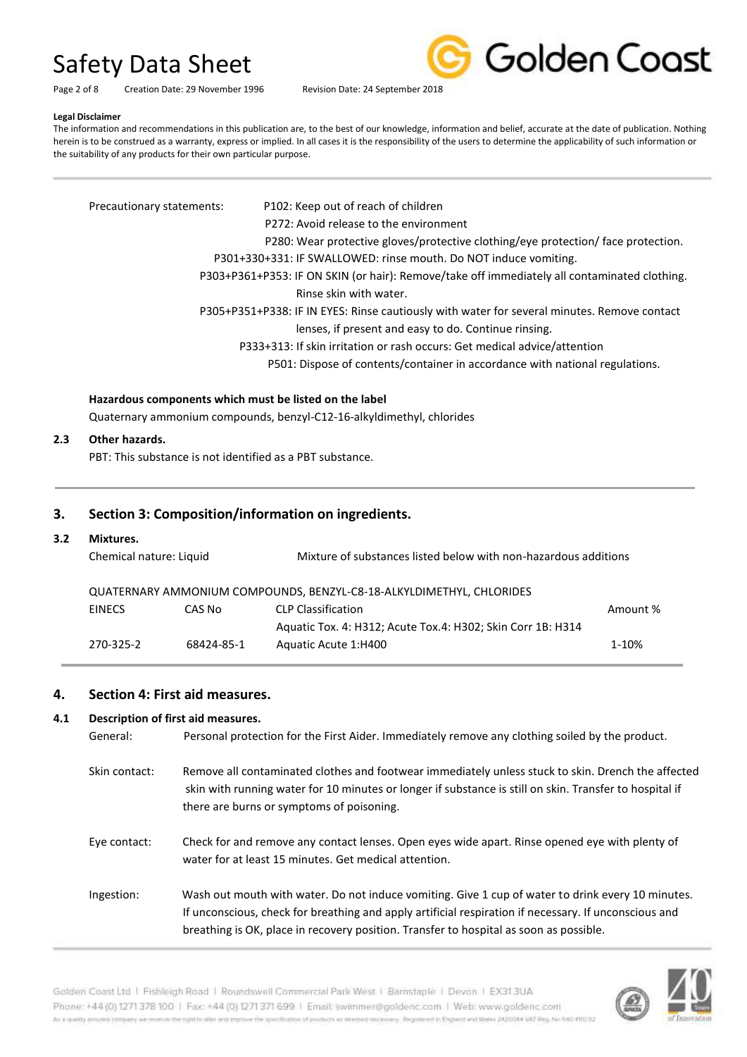**Legal Disclaimer**

The information and recommendations in this publication are, to the best of our knowledge, information and belief, accurate at the date of publication. Nothing herein is to be construed as a warranty, express or implied. In all cases it is the responsibility of the users to determine the applicability of such information or the suitability of any products for their own particular purpose.

---

Precautionary statements:

P102: Keep out of reach of children

P272: Avoid release to the environment

P280: Wear protective gloves/protective clothing/eye protection/ face protection.

P301+330+331: IF SWALLOWED: rinse mouth. Do NOT induce vomiting.

P303+P361+P353: IF ON SKIN (or hair): Remove/take off immediately all contaminated clothing. Rinse skin with water.

P305+P351+P338: IF IN EYES: Rinse cautiously with water for several minutes. Remove contact lenses, if present and easy to do. Continue rinsing.

P333+313: If skin irritation or rash occurs: Get medical advice/attention

P501: Dispose of contents/container in accordance with national regulations.

**Hazardous components which must be listed on the label**

Quaternary ammonium compounds, benzyl-C12-16-alkyldimethyl, chlorides

**2.3 Other hazards.**

PBT: This substance is not identified as a PBT substance.

---

## 3. Section 3: Composition/information on ingredients.

**3.2 Mixtures.**

Chemical nature: Liquid — Mixture of substances listed below with non-hazardous additions

QUATERNARY AMMONIUM COMPOUNDS, BENZYL-C8-18-ALKYLDIMETHYL, CHLORIDES

| EINECS | CAS No | CLP Classification | Amount % |
|---|---|---|---|
| 270-325-2 | 68424-85-1 | Aquatic Tox. 4: H312; Acute Tox.4: H302; Skin Corr 1B: H314<br>Aquatic Acute 1:H400 | 1-10% |

---

## 4. Section 4: First aid measures.

**4.1 Description of first aid measures.**

General: Personal protection for the First Aider. Immediately remove any clothing soiled by the product.

Skin contact: Remove all contaminated clothes and footwear immediately unless stuck to skin. Drench the affected skin with running water for 10 minutes or longer if substance is still on skin. Transfer to hospital if there are burns or symptoms of poisoning.

Eye contact: Check for and remove any contact lenses. Open eyes wide apart. Rinse opened eye with plenty of water for at least 15 minutes. Get medical attention.

Ingestion: Wash out mouth with water. Do not induce vomiting. Give 1 cup of water to drink every 10 minutes. If unconscious, check for breathing and apply artificial respiration if necessary. If unconscious and breathing is OK, place in recovery position. Transfer to hospital as soon as possible.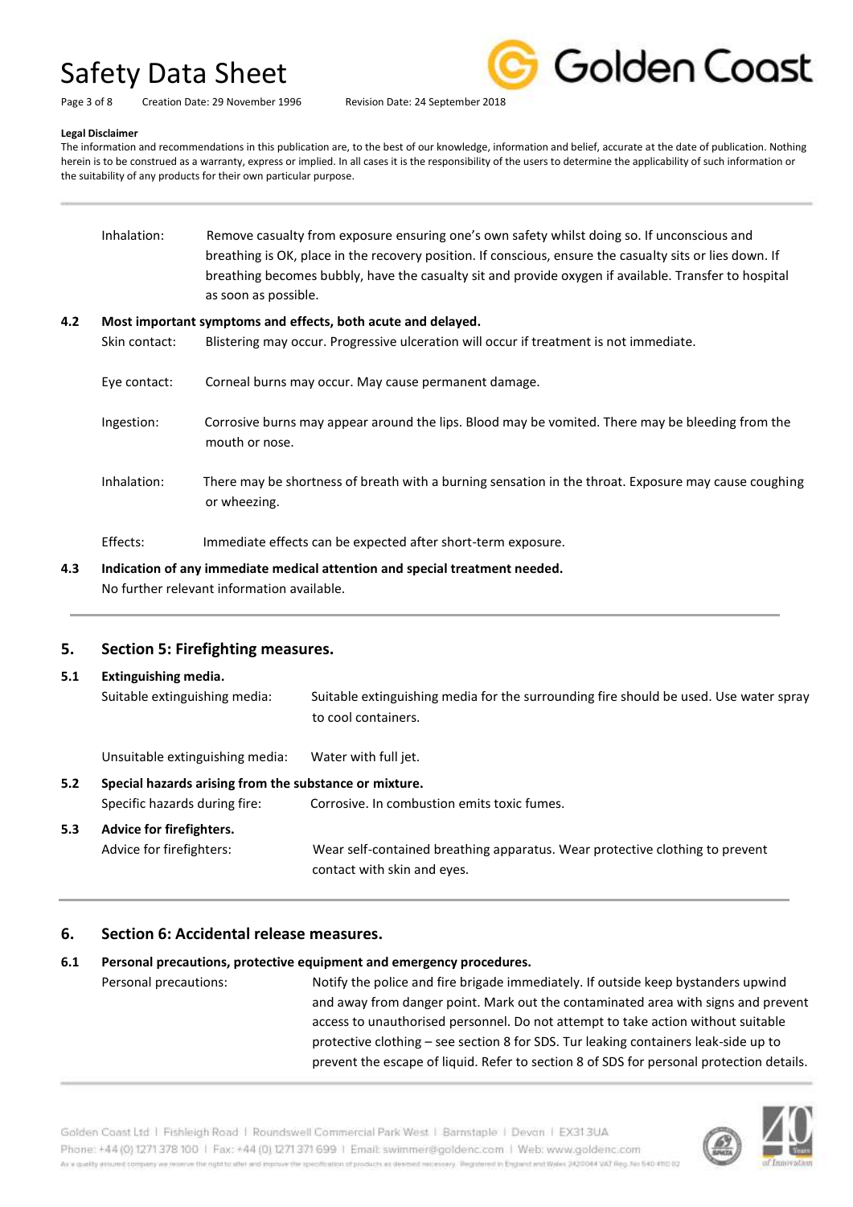**Legal Disclaimer**

The information and recommendations in this publication are, to the best of our knowledge, information and belief, accurate at the date of publication. Nothing herein is to be construed as a warranty, express or implied. In all cases it is the responsibility of the users to determine the applicability of such information or the suitability of any products for their own particular purpose.

Inhalation: Remove casualty from exposure ensuring one's own safety whilst doing so. If unconscious and breathing is OK, place in the recovery position. If conscious, ensure the casualty sits or lies down. If breathing becomes bubbly, have the casualty sit and provide oxygen if available. Transfer to hospital as soon as possible.

### 4.2 Most important symptoms and effects, both acute and delayed.

Skin contact: Blistering may occur. Progressive ulceration will occur if treatment is not immediate.

Eye contact: Corneal burns may occur. May cause permanent damage.

Ingestion: Corrosive burns may appear around the lips. Blood may be vomited. There may be bleeding from the mouth or nose.

Inhalation: There may be shortness of breath with a burning sensation in the throat. Exposure may cause coughing or wheezing.

Effects: Immediate effects can be expected after short-term exposure.

### 4.3 Indication of any immediate medical attention and special treatment needed.

No further relevant information available.

## 5. Section 5: Firefighting measures.

### 5.1 Extinguishing media.

Suitable extinguishing media: Suitable extinguishing media for the surrounding fire should be used. Use water spray to cool containers.

Unsuitable extinguishing media: Water with full jet.

### 5.2 Special hazards arising from the substance or mixture.

Specific hazards during fire: Corrosive. In combustion emits toxic fumes.

### 5.3 Advice for firefighters.

Advice for firefighters: Wear self-contained breathing apparatus. Wear protective clothing to prevent contact with skin and eyes.

## 6. Section 6: Accidental release measures.

### 6.1 Personal precautions, protective equipment and emergency procedures.

Personal precautions: Notify the police and fire brigade immediately. If outside keep bystanders upwind and away from danger point. Mark out the contaminated area with signs and prevent access to unauthorised personnel. Do not attempt to take action without suitable protective clothing – see section 8 for SDS. Tur leaking containers leak-side up to prevent the escape of liquid. Refer to section 8 of SDS for personal protection details.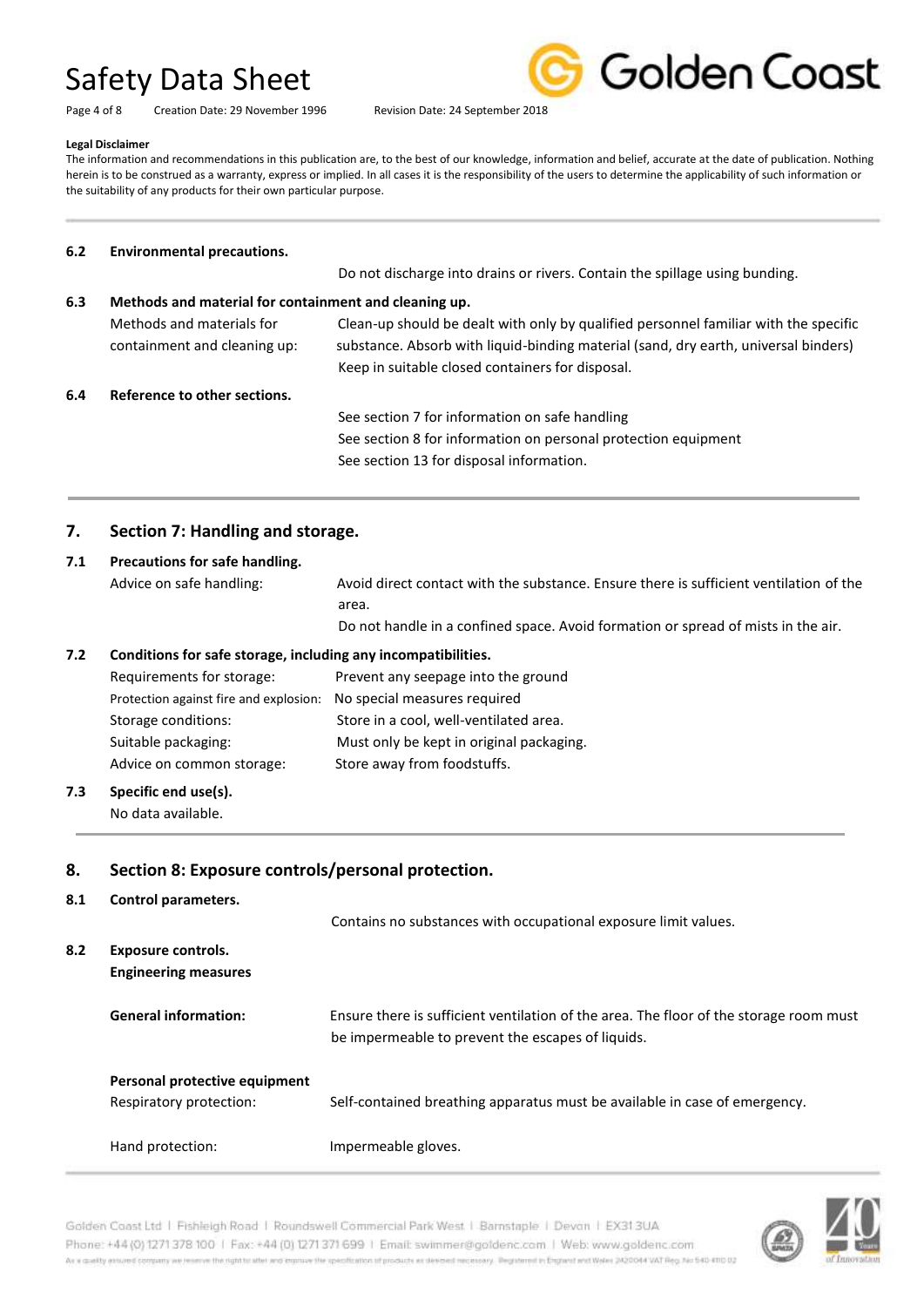**Legal Disclaimer**

The information and recommendations in this publication are, to the best of our knowledge, information and belief, accurate at the date of publication. Nothing herein is to be construed as a warranty, express or implied. In all cases it is the responsibility of the users to determine the applicability of such information or the suitability of any products for their own particular purpose.

### 6.2 Environmental precautions.

Do not discharge into drains or rivers. Contain the spillage using bunding.

### 6.3 Methods and material for containment and cleaning up.

| | |
|---|---|
| Methods and materials for containment and cleaning up: | Clean-up should be dealt with only by qualified personnel familiar with the specific substance. Absorb with liquid-binding material (sand, dry earth, universal binders) Keep in suitable closed containers for disposal. |

### 6.4 Reference to other sections.

See section 7 for information on safe handling
See section 8 for information on personal protection equipment
See section 13 for disposal information.

## 7. Section 7: Handling and storage.

### 7.1 Precautions for safe handling.

| | |
|---|---|
| Advice on safe handling: | Avoid direct contact with the substance. Ensure there is sufficient ventilation of the area. Do not handle in a confined space. Avoid formation or spread of mists in the air. |

### 7.2 Conditions for safe storage, including any incompatibilities.

| | |
|---|---|
| Requirements for storage: | Prevent any seepage into the ground |
| Protection against fire and explosion: | No special measures required |
| Storage conditions: | Store in a cool, well-ventilated area. |
| Suitable packaging: | Must only be kept in original packaging. |
| Advice on common storage: | Store away from foodstuffs. |

### 7.3 Specific end use(s).

No data available.

## 8. Section 8: Exposure controls/personal protection.

### 8.1 Control parameters.

Contains no substances with occupational exposure limit values.

### 8.2 Exposure controls.

**Engineering measures**

| | |
|---|---|
| **General information:** | Ensure there is sufficient ventilation of the area. The floor of the storage room must be impermeable to prevent the escapes of liquids. |

**Personal protective equipment**

| | |
|---|---|
| Respiratory protection: | Self-contained breathing apparatus must be available in case of emergency. |
| Hand protection: | Impermeable gloves. |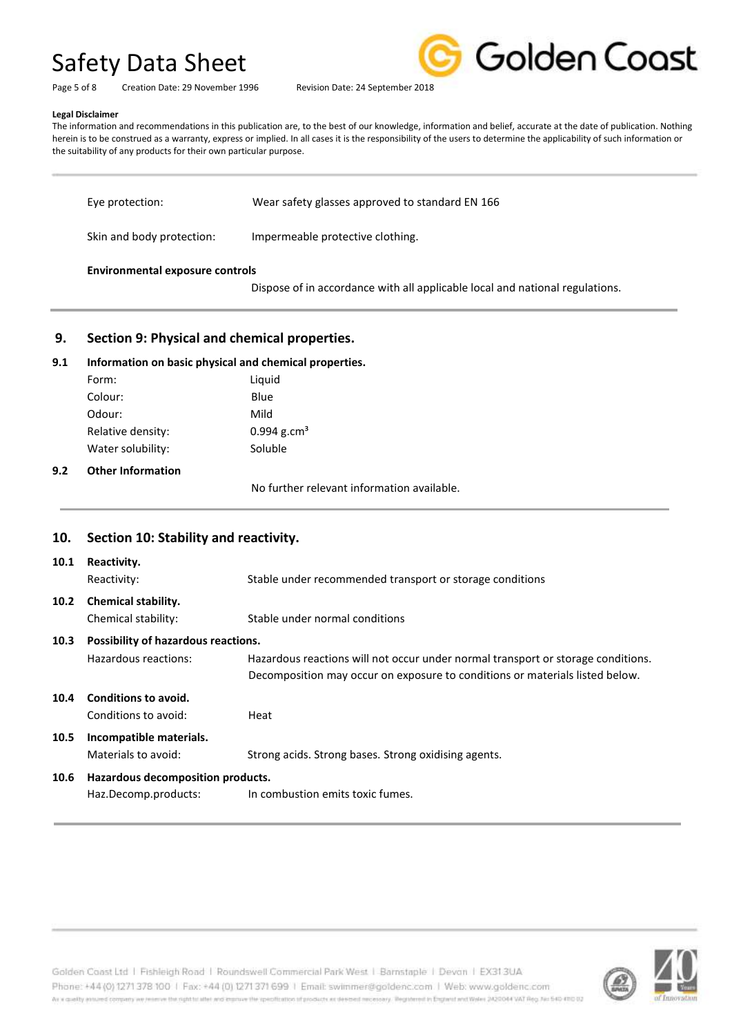**Legal Disclaimer**

The information and recommendations in this publication are, to the best of our knowledge, information and belief, accurate at the date of publication. Nothing herein is to be construed as a warranty, express or implied. In all cases it is the responsibility of the users to determine the applicability of such information or the suitability of any products for their own particular purpose.

| | |
|---|---|
| Eye protection: | Wear safety glasses approved to standard EN 166 |
| Skin and body protection: | Impermeable protective clothing. |

**Environmental exposure controls**

Dispose of in accordance with all applicable local and national regulations.

## 9. Section 9: Physical and chemical properties.

### 9.1 Information on basic physical and chemical properties.

| | |
|---|---|
| Form: | Liquid |
| Colour: | Blue |
| Odour: | Mild |
| Relative density: | 0.994 $g.cm^3$ |
| Water solubility: | Soluble |

### 9.2 Other Information

No further relevant information available.

## 10. Section 10: Stability and reactivity.

### 10.1 Reactivity.

Reactivity: Stable under recommended transport or storage conditions

### 10.2 Chemical stability.

Chemical stability: Stable under normal conditions

### 10.3 Possibility of hazardous reactions.

Hazardous reactions: Hazardous reactions will not occur under normal transport or storage conditions. Decomposition may occur on exposure to conditions or materials listed below.

### 10.4 Conditions to avoid.

Conditions to avoid: Heat

### 10.5 Incompatible materials.

Materials to avoid: Strong acids. Strong bases. Strong oxidising agents.

### 10.6 Hazardous decomposition products.

Haz.Decomp.products: In combustion emits toxic fumes.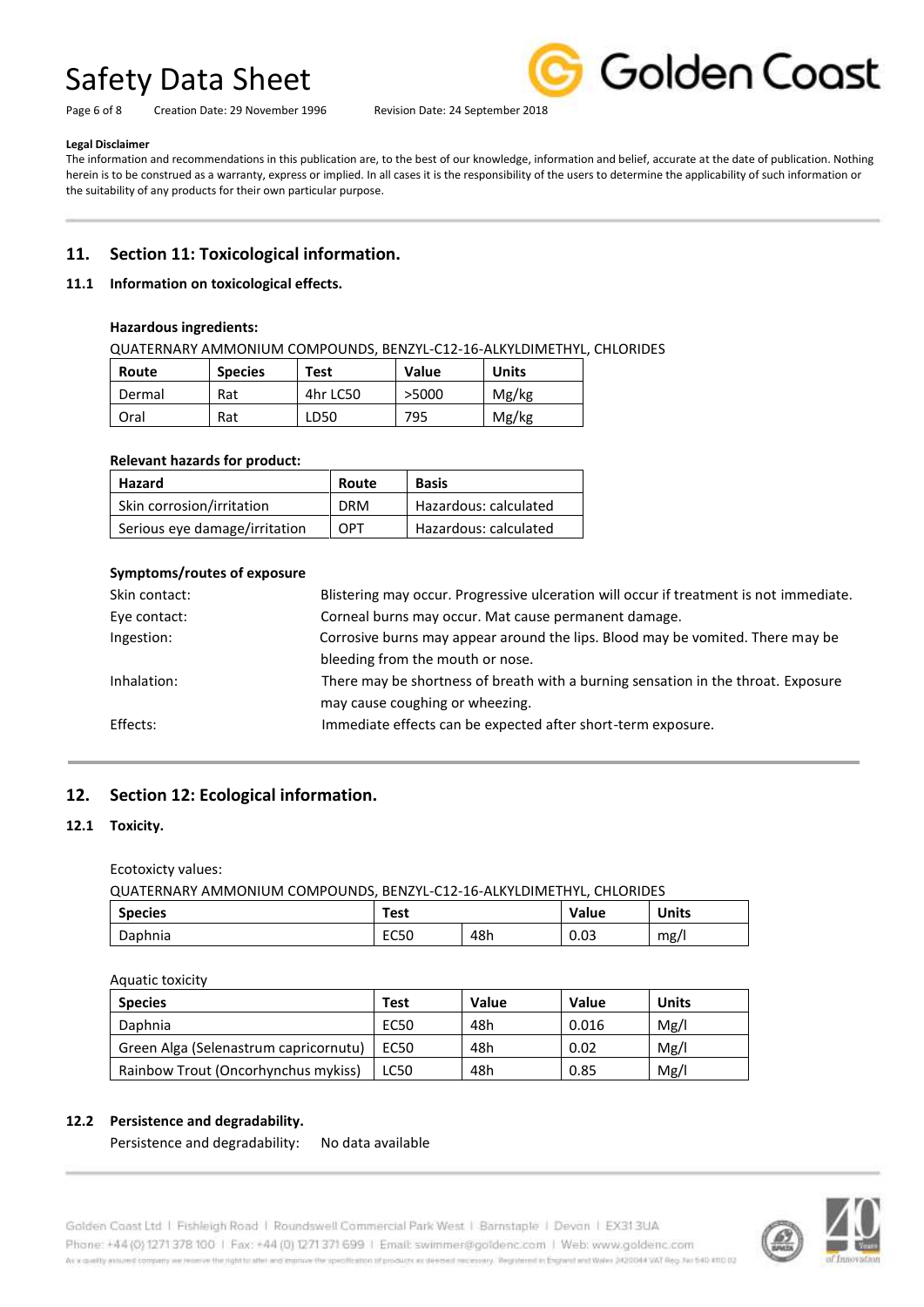**Legal Disclaimer**

The information and recommendations in this publication are, to the best of our knowledge, information and belief, accurate at the date of publication. Nothing herein is to be construed as a warranty, express or implied. In all cases it is the responsibility of the users to determine the applicability of such information or the suitability of any products for their own particular purpose.

## 11. Section 11: Toxicological information.

### 11.1 Information on toxicological effects.

**Hazardous ingredients:**

QUATERNARY AMMONIUM COMPOUNDS, BENZYL-C12-16-ALKYLDIMETHYL, CHLORIDES

| Route | Species | Test | Value | Units |
|---|---|---|---|---|
| Dermal | Rat | 4hr LC50 | >5000 | Mg/kg |
| Oral | Rat | LD50 | 795 | Mg/kg |

**Relevant hazards for product:**

| Hazard | Route | Basis |
|---|---|---|
| Skin corrosion/irritation | DRM | Hazardous: calculated |
| Serious eye damage/irritation | OPT | Hazardous: calculated |

**Symptoms/routes of exposure**

| | |
|---|---|
| Skin contact: | Blistering may occur. Progressive ulceration will occur if treatment is not immediate. |
| Eye contact: | Corneal burns may occur. Mat cause permanent damage. |
| Ingestion: | Corrosive burns may appear around the lips. Blood may be vomited. There may be bleeding from the mouth or nose. |
| Inhalation: | There may be shortness of breath with a burning sensation in the throat. Exposure may cause coughing or wheezing. |
| Effects: | Immediate effects can be expected after short-term exposure. |

## 12. Section 12: Ecological information.

### 12.1 Toxicity.

Ecotoxicty values:

QUATERNARY AMMONIUM COMPOUNDS, BENZYL-C12-16-ALKYLDIMETHYL, CHLORIDES

| Species | Test | | Value | Units |
|---|---|---|---|---|
| Daphnia | EC50 | 48h | 0.03 | mg/l |

Aquatic toxicity

| Species | Test | Value | Value | Units |
|---|---|---|---|---|
| Daphnia | EC50 | 48h | 0.016 | Mg/l |
| Green Alga (Selenastrum capricornutu) | EC50 | 48h | 0.02 | Mg/l |
| Rainbow Trout (Oncorhynchus mykiss) | LC50 | 48h | 0.85 | Mg/l |

### 12.2 Persistence and degradability.

Persistence and degradability: No data available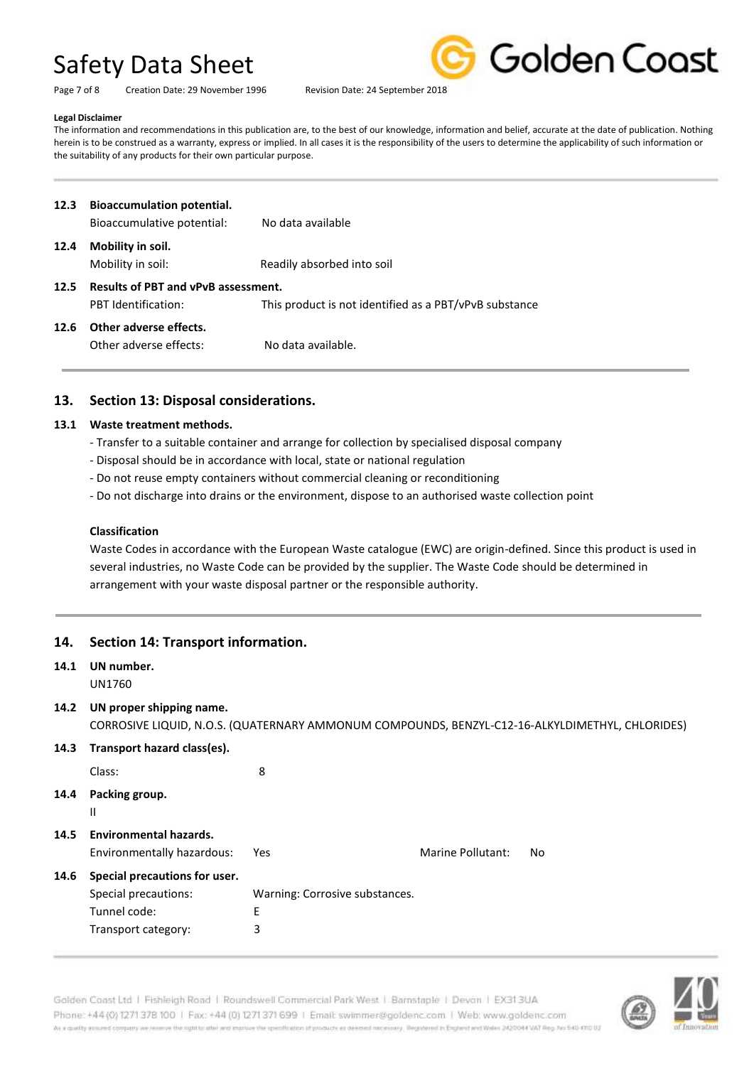**Legal Disclaimer**

The information and recommendations in this publication are, to the best of our knowledge, information and belief, accurate at the date of publication. Nothing herein is to be construed as a warranty, express or implied. In all cases it is the responsibility of the users to determine the applicability of such information or the suitability of any products for their own particular purpose.

**12.3 Bioaccumulation potential.**

Bioaccumulative potential: No data available

**12.4 Mobility in soil.**

Mobility in soil: Readily absorbed into soil

**12.5 Results of PBT and vPvB assessment.**

PBT Identification: This product is not identified as a PBT/vPvB substance

**12.6 Other adverse effects.**

Other adverse effects: No data available.

## 13. Section 13: Disposal considerations.

**13.1 Waste treatment methods.**

- Transfer to a suitable container and arrange for collection by specialised disposal company
- Disposal should be in accordance with local, state or national regulation
- Do not reuse empty containers without commercial cleaning or reconditioning
- Do not discharge into drains or the environment, dispose to an authorised waste collection point

**Classification**

Waste Codes in accordance with the European Waste catalogue (EWC) are origin-defined. Since this product is used in several industries, no Waste Code can be provided by the supplier. The Waste Code should be determined in arrangement with your waste disposal partner or the responsible authority.

## 14. Section 14: Transport information.

**14.1 UN number.**

UN1760

**14.2 UN proper shipping name.**

CORROSIVE LIQUID, N.O.S. (QUATERNARY AMMONUM COMPOUNDS, BENZYL-C12-16-ALKYLDIMETHYL, CHLORIDES)

**14.3 Transport hazard class(es).**

Class: 8

**14.4 Packing group.**

II

**14.5 Environmental hazards.**

Environmentally hazardous: Yes    Marine Pollutant: No

**14.6 Special precautions for user.**

Special precautions: Warning: Corrosive substances.

Tunnel code: E

Transport category: 3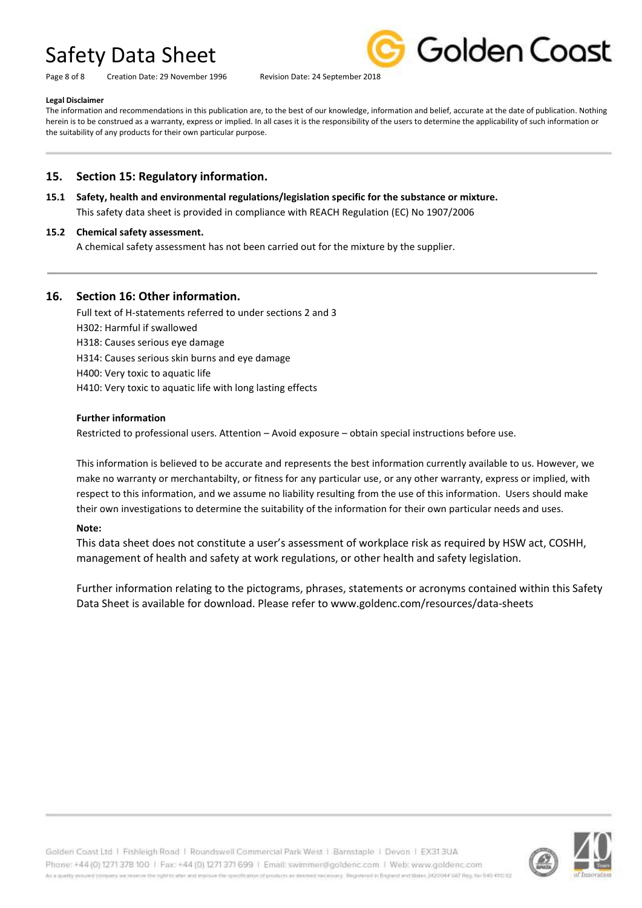**Legal Disclaimer**

The information and recommendations in this publication are, to the best of our knowledge, information and belief, accurate at the date of publication. Nothing herein is to be construed as a warranty, express or implied. In all cases it is the responsibility of the users to determine the applicability of such information or the suitability of any products for their own particular purpose.

## 15. Section 15: Regulatory information.

**15.1 Safety, health and environmental regulations/legislation specific for the substance or mixture.**

This safety data sheet is provided in compliance with REACH Regulation (EC) No 1907/2006

**15.2 Chemical safety assessment.**

A chemical safety assessment has not been carried out for the mixture by the supplier.

## 16. Section 16: Other information.

Full text of H-statements referred to under sections 2 and 3

H302: Harmful if swallowed

H318: Causes serious eye damage

H314: Causes serious skin burns and eye damage

H400: Very toxic to aquatic life

H410: Very toxic to aquatic life with long lasting effects

**Further information**

Restricted to professional users. Attention – Avoid exposure – obtain special instructions before use.

This information is believed to be accurate and represents the best information currently available to us. However, we make no warranty or merchantabilty, or fitness for any particular use, or any other warranty, express or implied, with respect to this information, and we assume no liability resulting from the use of this information. Users should make their own investigations to determine the suitability of the information for their own particular needs and uses.

**Note:**

This data sheet does not constitute a user's assessment of workplace risk as required by HSW act, COSHH, management of health and safety at work regulations, or other health and safety legislation.

Further information relating to the pictograms, phrases, statements or acronyms contained within this Safety Data Sheet is available for download. Please refer to www.goldenc.com/resources/data-sheets